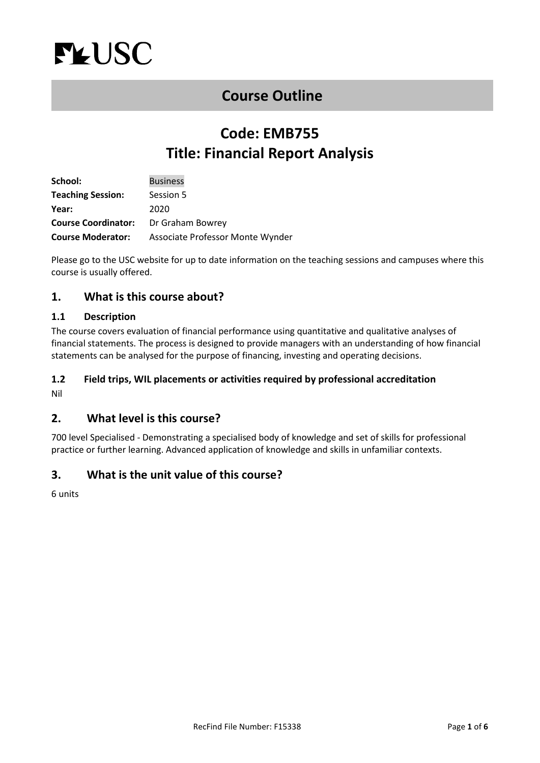USC

# Course Outline

# Code: EMB755
# Title: Financial Report Analysis

| | |
|---|---|
| **School:** | Business |
| **Teaching Session:** | Session 5 |
| **Year:** | 2020 |
| **Course Coordinator:** | Dr Graham Bowrey |
| **Course Moderator:** | Associate Professor Monte Wynder |

Please go to the USC website for up to date information on the teaching sessions and campuses where this course is usually offered.

## 1. What is this course about?

### 1.1 Description

The course covers evaluation of financial performance using quantitative and qualitative analyses of financial statements. The process is designed to provide managers with an understanding of how financial statements can be analysed for the purpose of financing, investing and operating decisions.

### 1.2 Field trips, WIL placements or activities required by professional accreditation

Nil

## 2. What level is this course?

700 level Specialised - Demonstrating a specialised body of knowledge and set of skills for professional practice or further learning. Advanced application of knowledge and skills in unfamiliar contexts.

## 3. What is the unit value of this course?

6 units

RecFind File Number: F15338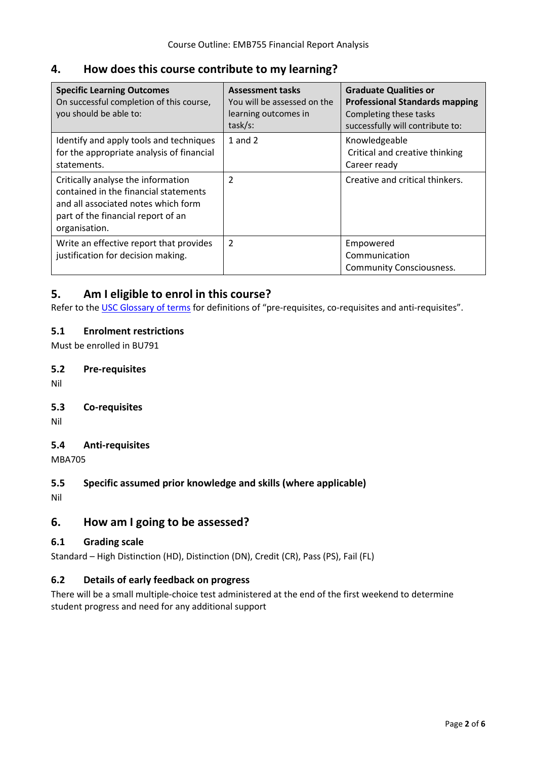## 4. How does this course contribute to my learning?

| **Specific Learning Outcomes** On successful completion of this course, you should be able to: | **Assessment tasks** You will be assessed on the learning outcomes in task/s: | **Graduate Qualities or Professional Standards mapping** Completing these tasks successfully will contribute to: |
|---|---|---|
| Identify and apply tools and techniques for the appropriate analysis of financial statements. | 1 and 2 | Knowledgeable<br>Critical and creative thinking<br>Career ready |
| Critically analyse the information contained in the financial statements and all associated notes which form part of the financial report of an organisation. | 2 | Creative and critical thinkers. |
| Write an effective report that provides justification for decision making. | 2 | Empowered<br>Communication<br>Community Consciousness. |

## 5. Am I eligible to enrol in this course?

Refer to the USC Glossary of terms for definitions of "pre-requisites, co-requisites and anti-requisites".

### 5.1 Enrolment restrictions

Must be enrolled in BU791

### 5.2 Pre-requisites

Nil

### 5.3 Co-requisites

Nil

### 5.4 Anti-requisites

MBA705

### 5.5 Specific assumed prior knowledge and skills (where applicable)

Nil

## 6. How am I going to be assessed?

### 6.1 Grading scale

Standard – High Distinction (HD), Distinction (DN), Credit (CR), Pass (PS), Fail (FL)

### 6.2 Details of early feedback on progress

There will be a small multiple-choice test administered at the end of the first weekend to determine student progress and need for any additional support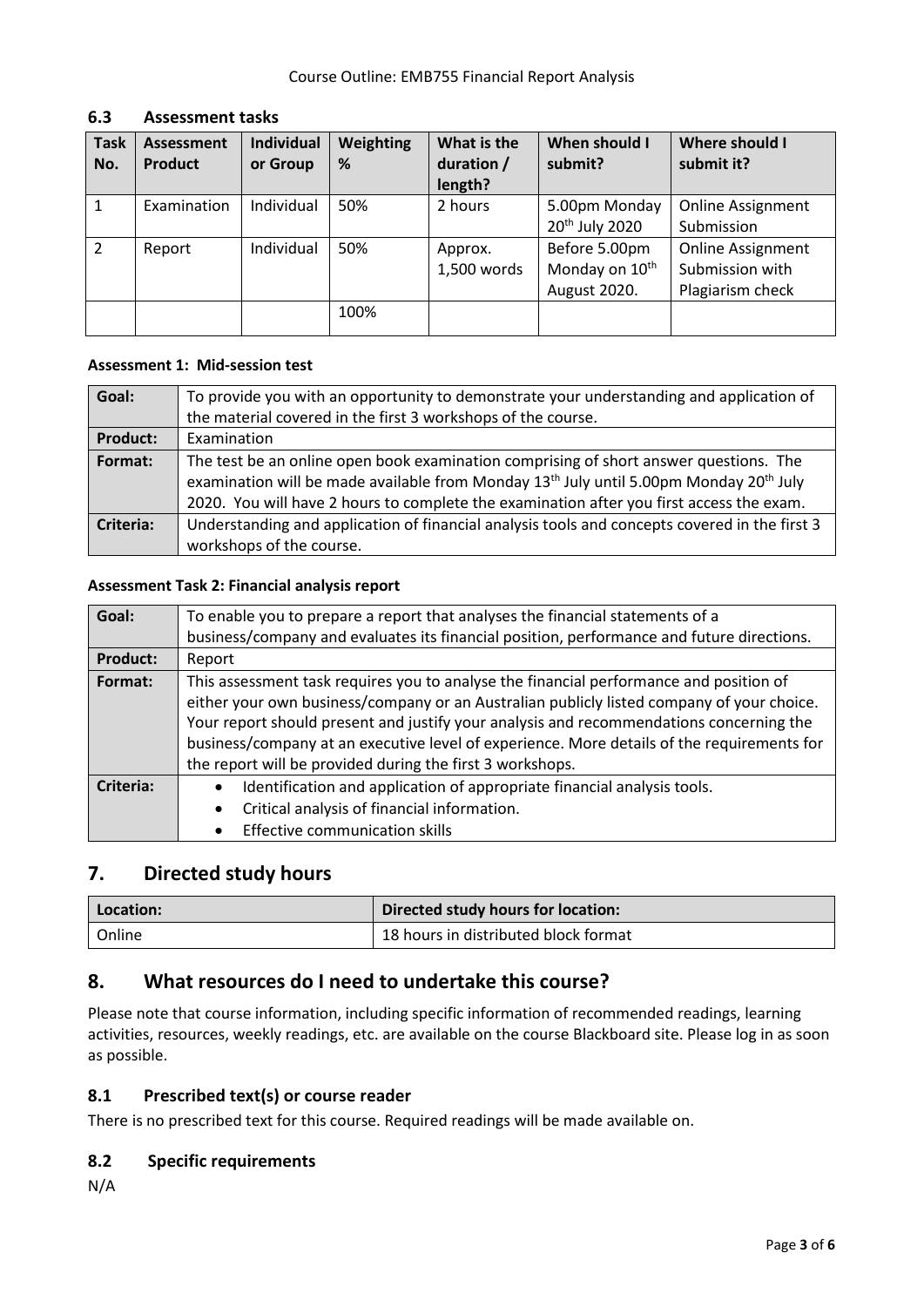## 6.3 Assessment tasks

| Task No. | Assessment Product | Individual or Group | Weighting % | What is the duration / length? | When should I submit? | Where should I submit it? |
|---|---|---|---|---|---|---|
| 1 | Examination | Individual | 50% | 2 hours | 5.00pm Monday 20th July 2020 | Online Assignment Submission |
| 2 | Report | Individual | 50% | Approx. 1,500 words | Before 5.00pm Monday on 10th August 2020. | Online Assignment Submission with Plagiarism check |
| | | | 100% | | | |

**Assessment 1: Mid-session test**

| | |
|---|---|
| **Goal:** | To provide you with an opportunity to demonstrate your understanding and application of the material covered in the first 3 workshops of the course. |
| **Product:** | Examination |
| **Format:** | The test be an online open book examination comprising of short answer questions. The examination will be made available from Monday 13th July until 5.00pm Monday 20th July 2020. You will have 2 hours to complete the examination after you first access the exam. |
| **Criteria:** | Understanding and application of financial analysis tools and concepts covered in the first 3 workshops of the course. |

**Assessment Task 2: Financial analysis report**

| | |
|---|---|
| **Goal:** | To enable you to prepare a report that analyses the financial statements of a business/company and evaluates its financial position, performance and future directions. |
| **Product:** | Report |
| **Format:** | This assessment task requires you to analyse the financial performance and position of either your own business/company or an Australian publicly listed company of your choice. Your report should present and justify your analysis and recommendations concerning the business/company at an executive level of experience. More details of the requirements for the report will be provided during the first 3 workshops. |
| **Criteria:** | • Identification and application of appropriate financial analysis tools. • Critical analysis of financial information. • Effective communication skills |

## 7. Directed study hours

| Location: | Directed study hours for location: |
|---|---|
| Online | 18 hours in distributed block format |

## 8. What resources do I need to undertake this course?

Please note that course information, including specific information of recommended readings, learning activities, resources, weekly readings, etc. are available on the course Blackboard site. Please log in as soon as possible.

### 8.1 Prescribed text(s) or course reader

There is no prescribed text for this course. Required readings will be made available on.

### 8.2 Specific requirements

N/A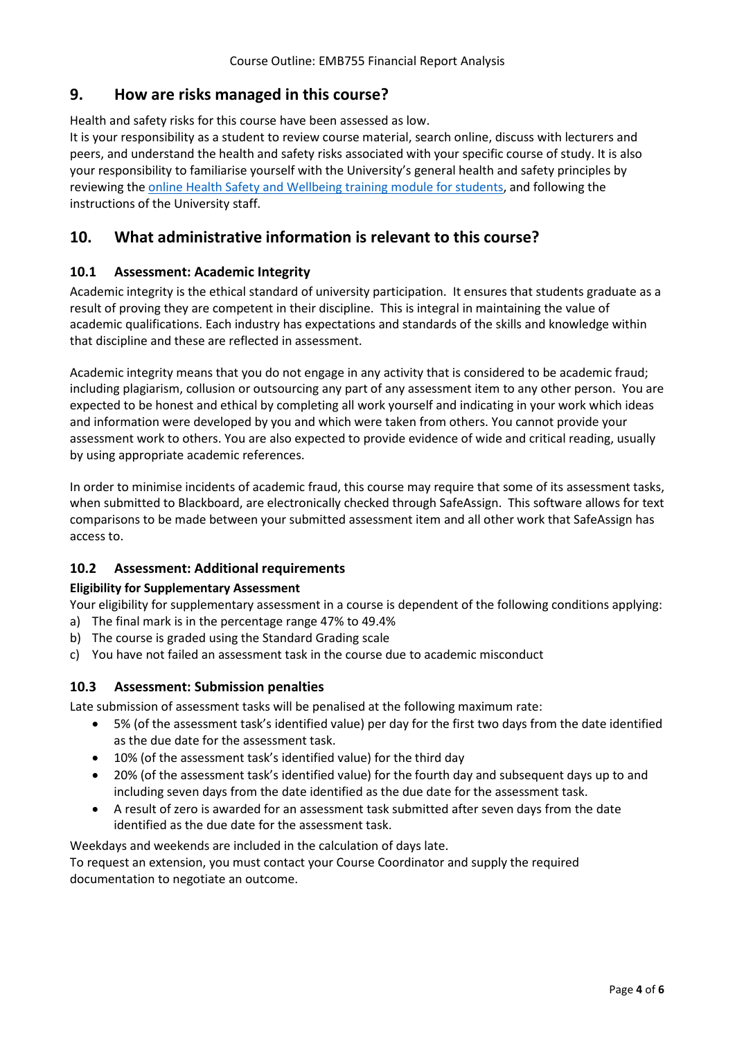## 9. How are risks managed in this course?

Health and safety risks for this course have been assessed as low.

It is your responsibility as a student to review course material, search online, discuss with lecturers and peers, and understand the health and safety risks associated with your specific course of study. It is also your responsibility to familiarise yourself with the University's general health and safety principles by reviewing the [online Health Safety and Wellbeing training module for students](), and following the instructions of the University staff.

## 10. What administrative information is relevant to this course?

### 10.1 Assessment: Academic Integrity

Academic integrity is the ethical standard of university participation. It ensures that students graduate as a result of proving they are competent in their discipline. This is integral in maintaining the value of academic qualifications. Each industry has expectations and standards of the skills and knowledge within that discipline and these are reflected in assessment.

Academic integrity means that you do not engage in any activity that is considered to be academic fraud; including plagiarism, collusion or outsourcing any part of any assessment item to any other person. You are expected to be honest and ethical by completing all work yourself and indicating in your work which ideas and information were developed by you and which were taken from others. You cannot provide your assessment work to others. You are also expected to provide evidence of wide and critical reading, usually by using appropriate academic references.

In order to minimise incidents of academic fraud, this course may require that some of its assessment tasks, when submitted to Blackboard, are electronically checked through SafeAssign. This software allows for text comparisons to be made between your submitted assessment item and all other work that SafeAssign has access to.

### 10.2 Assessment: Additional requirements

**Eligibility for Supplementary Assessment**

Your eligibility for supplementary assessment in a course is dependent of the following conditions applying:

a) The final mark is in the percentage range 47% to 49.4%
b) The course is graded using the Standard Grading scale
c) You have not failed an assessment task in the course due to academic misconduct

### 10.3 Assessment: Submission penalties

Late submission of assessment tasks will be penalised at the following maximum rate:

- 5% (of the assessment task's identified value) per day for the first two days from the date identified as the due date for the assessment task.
- 10% (of the assessment task's identified value) for the third day
- 20% (of the assessment task's identified value) for the fourth day and subsequent days up to and including seven days from the date identified as the due date for the assessment task.
- A result of zero is awarded for an assessment task submitted after seven days from the date identified as the due date for the assessment task.

Weekdays and weekends are included in the calculation of days late.

To request an extension, you must contact your Course Coordinator and supply the required documentation to negotiate an outcome.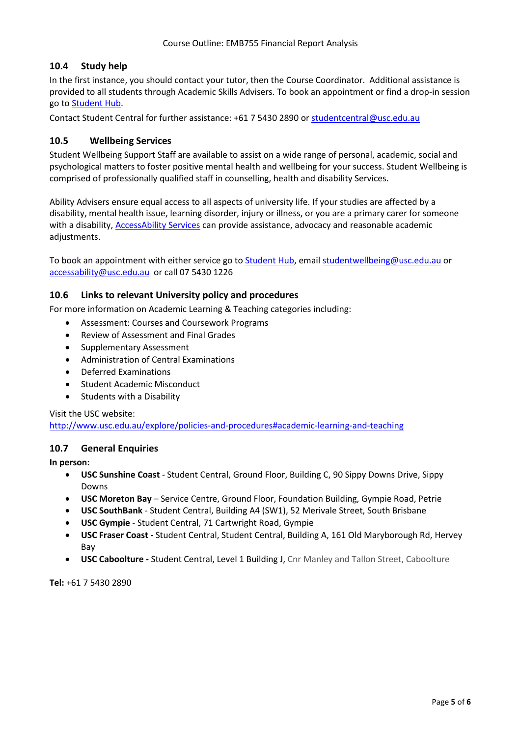### 10.4 Study help

In the first instance, you should contact your tutor, then the Course Coordinator. Additional assistance is provided to all students through Academic Skills Advisers. To book an appointment or find a drop-in session go to Student Hub.

Contact Student Central for further assistance: +61 7 5430 2890 or studentcentral@usc.edu.au

### 10.5 Wellbeing Services

Student Wellbeing Support Staff are available to assist on a wide range of personal, academic, social and psychological matters to foster positive mental health and wellbeing for your success. Student Wellbeing is comprised of professionally qualified staff in counselling, health and disability Services.

Ability Advisers ensure equal access to all aspects of university life. If your studies are affected by a disability, mental health issue, learning disorder, injury or illness, or you are a primary carer for someone with a disability, AccessAbility Services can provide assistance, advocacy and reasonable academic adjustments.

To book an appointment with either service go to Student Hub, email studentwellbeing@usc.edu.au or accessability@usc.edu.au or call 07 5430 1226

### 10.6 Links to relevant University policy and procedures

For more information on Academic Learning & Teaching categories including:

- Assessment: Courses and Coursework Programs
- Review of Assessment and Final Grades
- Supplementary Assessment
- Administration of Central Examinations
- Deferred Examinations
- Student Academic Misconduct
- Students with a Disability

Visit the USC website:
http://www.usc.edu.au/explore/policies-and-procedures#academic-learning-and-teaching

### 10.7 General Enquiries

**In person:**

- **USC Sunshine Coast** - Student Central, Ground Floor, Building C, 90 Sippy Downs Drive, Sippy Downs
- **USC Moreton Bay** – Service Centre, Ground Floor, Foundation Building, Gympie Road, Petrie
- **USC SouthBank** - Student Central, Building A4 (SW1), 52 Merivale Street, South Brisbane
- **USC Gympie** - Student Central, 71 Cartwright Road, Gympie
- **USC Fraser Coast -** Student Central, Student Central, Building A, 161 Old Maryborough Rd, Hervey Bay
- **USC Caboolture -** Student Central, Level 1 Building J, Cnr Manley and Tallon Street, Caboolture

**Tel:** +61 7 5430 2890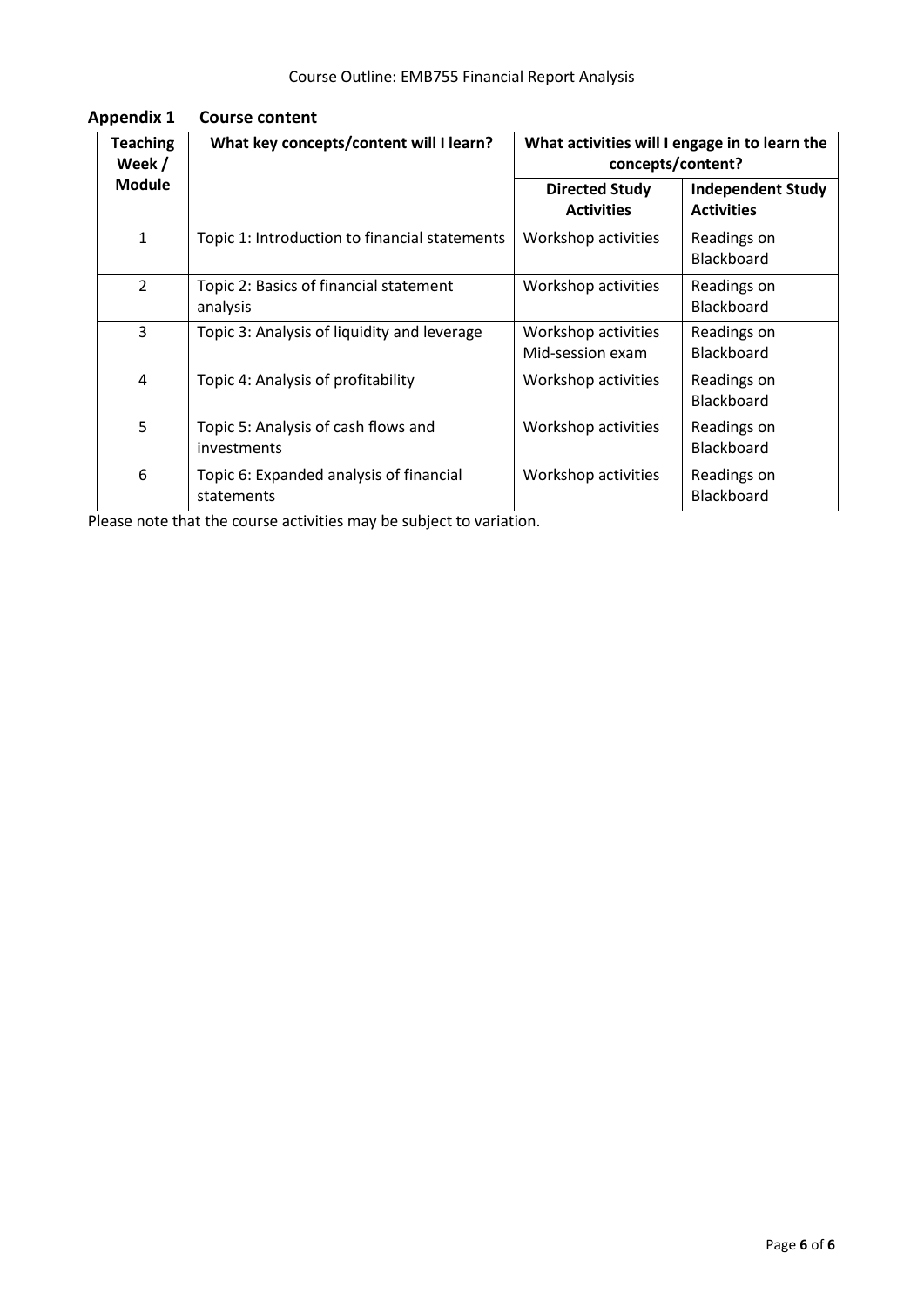## Appendix 1 Course content

| Teaching Week / Module | What key concepts/content will I learn? | What activities will I engage in to learn the concepts/content? | |
|---|---|---|---|
| | | **Directed Study Activities** | **Independent Study Activities** |
| 1 | Topic 1: Introduction to financial statements | Workshop activities | Readings on Blackboard |
| 2 | Topic 2: Basics of financial statement analysis | Workshop activities | Readings on Blackboard |
| 3 | Topic 3: Analysis of liquidity and leverage | Workshop activities<br>Mid-session exam | Readings on Blackboard |
| 4 | Topic 4: Analysis of profitability | Workshop activities | Readings on Blackboard |
| 5 | Topic 5: Analysis of cash flows and investments | Workshop activities | Readings on Blackboard |
| 6 | Topic 6: Expanded analysis of financial statements | Workshop activities | Readings on Blackboard |

Please note that the course activities may be subject to variation.